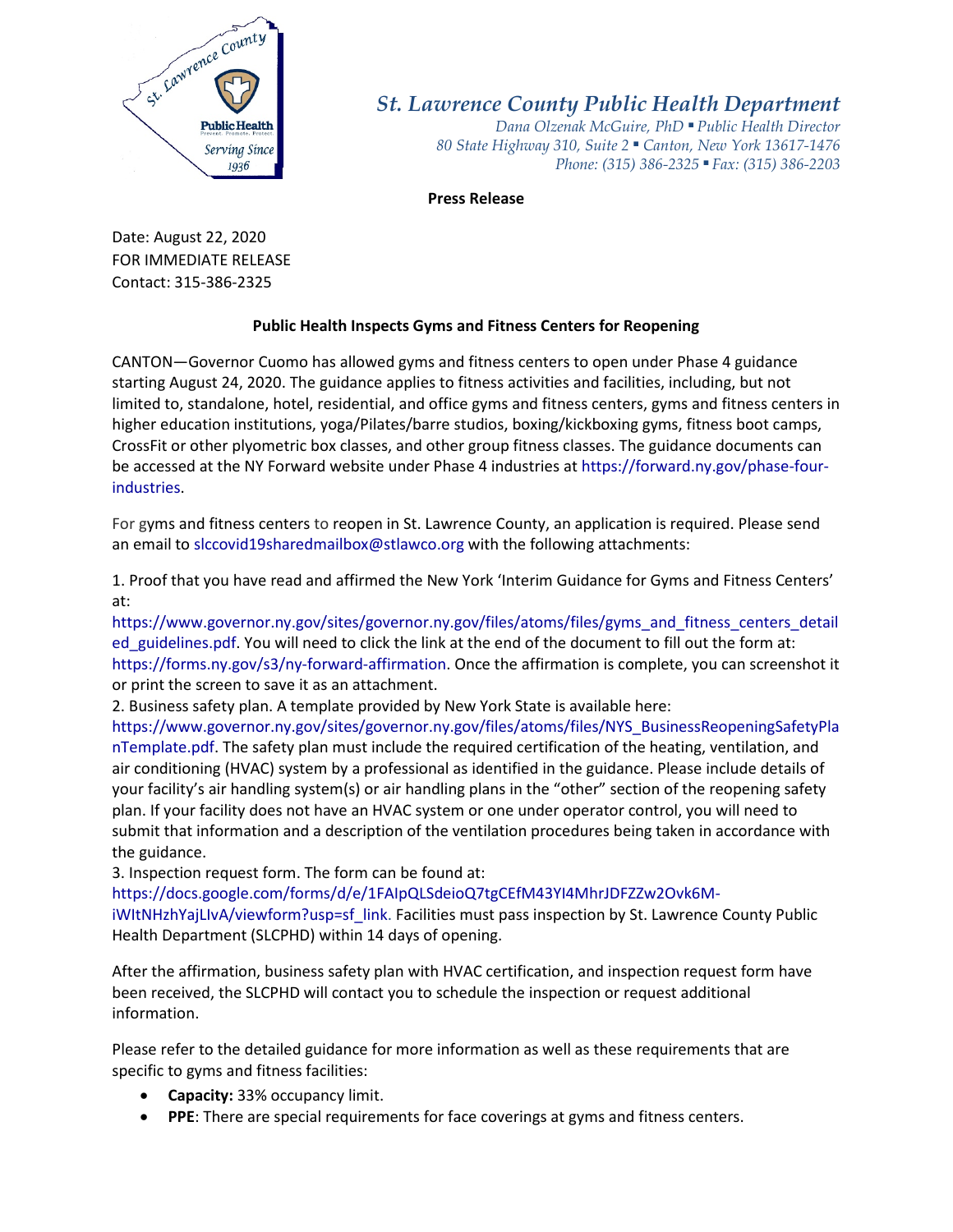St. Lawrence County Public Health — Serving Since 1936

# St. Lawrence County Public Health Department

*Dana Olzenak McGuire, PhD ▪ Public Health Director*
*80 State Highway 310, Suite 2 ▪ Canton, New York 13617-1476*
*Phone: (315) 386-2325 ▪ Fax: (315) 386-2203*

**Press Release**

Date: August 22, 2020
FOR IMMEDIATE RELEASE
Contact: 315-386-2325

## Public Health Inspects Gyms and Fitness Centers for Reopening

CANTON—Governor Cuomo has allowed gyms and fitness centers to open under Phase 4 guidance starting August 24, 2020. The guidance applies to fitness activities and facilities, including, but not limited to, standalone, hotel, residential, and office gyms and fitness centers, gyms and fitness centers in higher education institutions, yoga/Pilates/barre studios, boxing/kickboxing gyms, fitness boot camps, CrossFit or other plyometric box classes, and other group fitness classes. The guidance documents can be accessed at the NY Forward website under Phase 4 industries at https://forward.ny.gov/phase-four-industries.

For gyms and fitness centers to reopen in St. Lawrence County, an application is required. Please send an email to slccovid19sharedmailbox@stlawco.org with the following attachments:

1. Proof that you have read and affirmed the New York 'Interim Guidance for Gyms and Fitness Centers' at: https://www.governor.ny.gov/sites/governor.ny.gov/files/atoms/files/gyms_and_fitness_centers_detailed_guidelines.pdf. You will need to click the link at the end of the document to fill out the form at: https://forms.ny.gov/s3/ny-forward-affirmation. Once the affirmation is complete, you can screenshot it or print the screen to save it as an attachment.
2. Business safety plan. A template provided by New York State is available here: https://www.governor.ny.gov/sites/governor.ny.gov/files/atoms/files/NYS_BusinessReopeningSafetyPlanTemplate.pdf. The safety plan must include the required certification of the heating, ventilation, and air conditioning (HVAC) system by a professional as identified in the guidance. Please include details of your facility's air handling system(s) or air handling plans in the "other" section of the reopening safety plan. If your facility does not have an HVAC system or one under operator control, you will need to submit that information and a description of the ventilation procedures being taken in accordance with the guidance.
3. Inspection request form. The form can be found at: https://docs.google.com/forms/d/e/1FAIpQLSdeioQ7tgCEfM43YI4MhrJDFZZw2Ovk6M-iWItNHzhYajLIvA/viewform?usp=sf_link. Facilities must pass inspection by St. Lawrence County Public Health Department (SLCPHD) within 14 days of opening.

After the affirmation, business safety plan with HVAC certification, and inspection request form have been received, the SLCPHD will contact you to schedule the inspection or request additional information.

Please refer to the detailed guidance for more information as well as these requirements that are specific to gyms and fitness facilities:

- **Capacity:** 33% occupancy limit.
- **PPE**: There are special requirements for face coverings at gyms and fitness centers.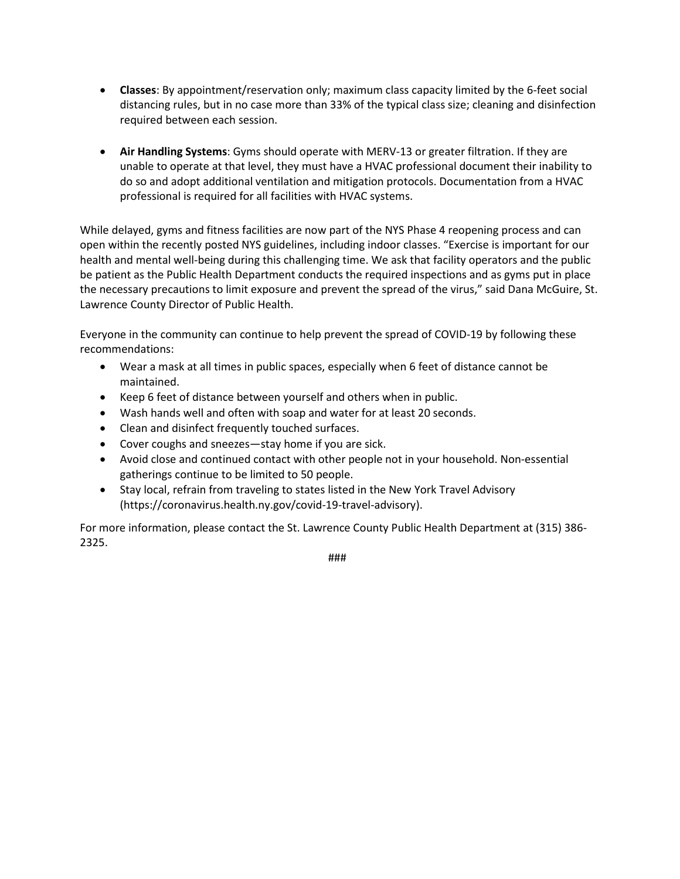- **Classes**: By appointment/reservation only; maximum class capacity limited by the 6-feet social distancing rules, but in no case more than 33% of the typical class size; cleaning and disinfection required between each session.

- **Air Handling Systems**: Gyms should operate with MERV-13 or greater filtration. If they are unable to operate at that level, they must have a HVAC professional document their inability to do so and adopt additional ventilation and mitigation protocols. Documentation from a HVAC professional is required for all facilities with HVAC systems.

While delayed, gyms and fitness facilities are now part of the NYS Phase 4 reopening process and can open within the recently posted NYS guidelines, including indoor classes. "Exercise is important for our health and mental well-being during this challenging time. We ask that facility operators and the public be patient as the Public Health Department conducts the required inspections and as gyms put in place the necessary precautions to limit exposure and prevent the spread of the virus," said Dana McGuire, St. Lawrence County Director of Public Health.

Everyone in the community can continue to help prevent the spread of COVID-19 by following these recommendations:

- Wear a mask at all times in public spaces, especially when 6 feet of distance cannot be maintained.
- Keep 6 feet of distance between yourself and others when in public.
- Wash hands well and often with soap and water for at least 20 seconds.
- Clean and disinfect frequently touched surfaces.
- Cover coughs and sneezes—stay home if you are sick.
- Avoid close and continued contact with other people not in your household. Non-essential gatherings continue to be limited to 50 people.
- Stay local, refrain from traveling to states listed in the New York Travel Advisory (https://coronavirus.health.ny.gov/covid-19-travel-advisory).

For more information, please contact the St. Lawrence County Public Health Department at (315) 386-2325.

###